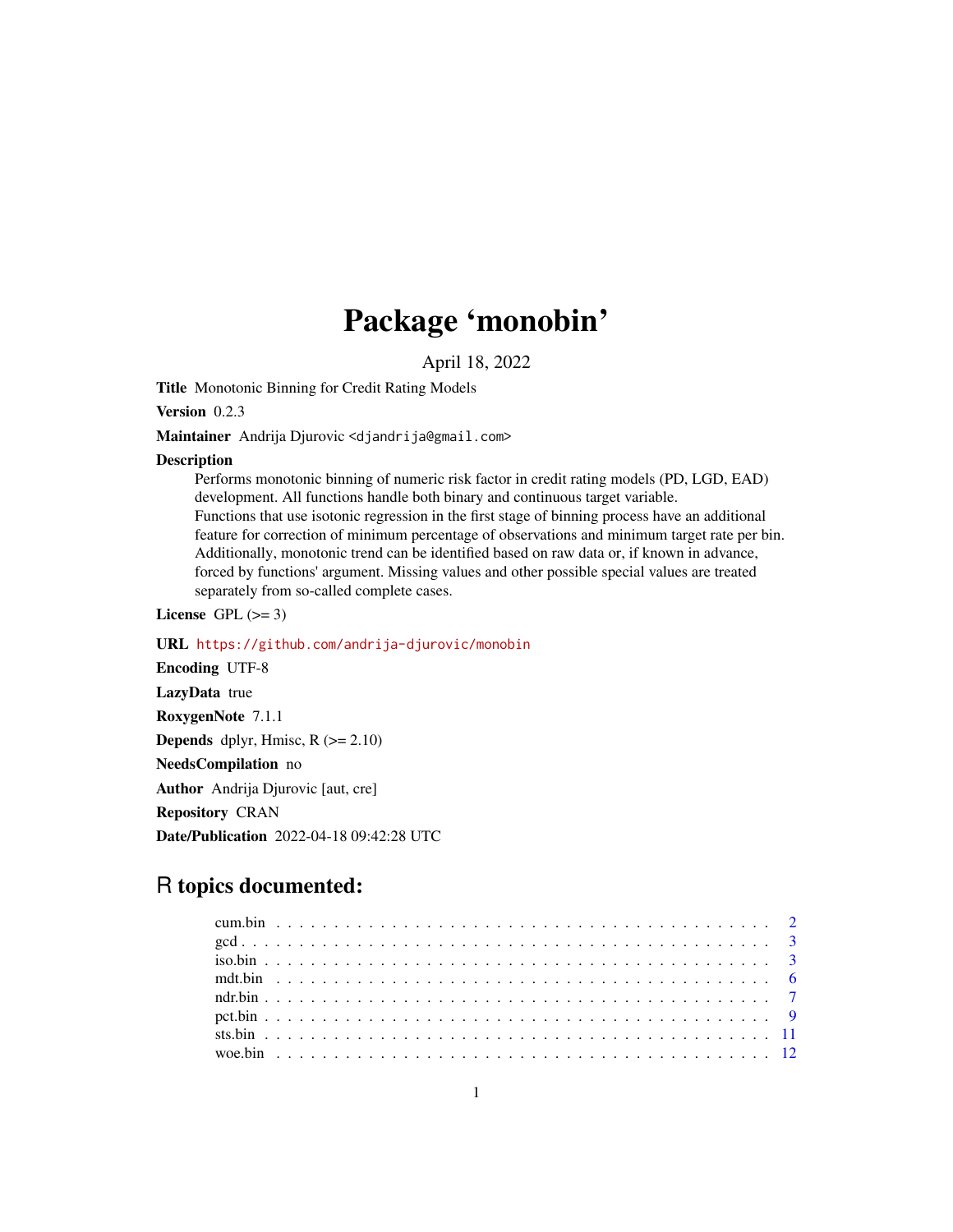# Package 'monobin'

April 18, 2022

**Title** Monotonic Binning for Credit Rating Models

**Version** 0.2.3

**Maintainer** Andrija Djurovic <djandrija@gmail.com>

**Description**
Performs monotonic binning of numeric risk factor in credit rating models (PD, LGD, EAD) development. All functions handle both binary and continuous target variable. Functions that use isotonic regression in the first stage of binning process have an additional feature for correction of minimum percentage of observations and minimum target rate per bin. Additionally, monotonic trend can be identified based on raw data or, if known in advance, forced by functions' argument. Missing values and other possible special values are treated separately from so-called complete cases.

**License** GPL (>= 3)

**URL** https://github.com/andrija-djurovic/monobin

**Encoding** UTF-8

**LazyData** true

**RoxygenNote** 7.1.1

**Depends** dplyr, Hmisc, R (>= 2.10)

**NeedsCompilation** no

**Author** Andrija Djurovic [aut, cre]

**Repository** CRAN

**Date/Publication** 2022-04-18 09:42:28 UTC

## R topics documented:

- cum.bin . . . . . . . . . . . . . . . . . . . . . . . . . . . . . . . . . . . . . . . . . . 2
- gcd . . . . . . . . . . . . . . . . . . . . . . . . . . . . . . . . . . . . . . . . . . . . 3
- iso.bin . . . . . . . . . . . . . . . . . . . . . . . . . . . . . . . . . . . . . . . . . . 3
- mdt.bin . . . . . . . . . . . . . . . . . . . . . . . . . . . . . . . . . . . . . . . . . 6
- ndr.bin . . . . . . . . . . . . . . . . . . . . . . . . . . . . . . . . . . . . . . . . . . 7
- pct.bin . . . . . . . . . . . . . . . . . . . . . . . . . . . . . . . . . . . . . . . . . . 9
- sts.bin . . . . . . . . . . . . . . . . . . . . . . . . . . . . . . . . . . . . . . . . . . 11
- woe.bin . . . . . . . . . . . . . . . . . . . . . . . . . . . . . . . . . . . . . . . . . 12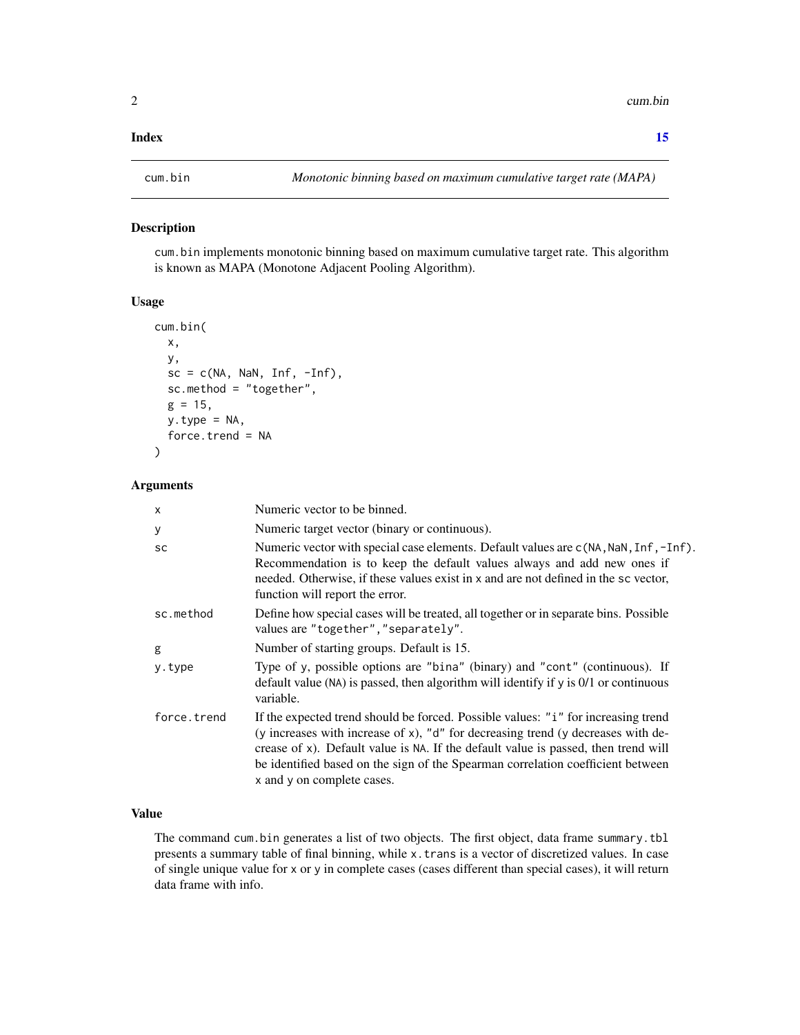**Index** 15

---

cum.bin — *Monotonic binning based on maximum cumulative target rate (MAPA)*

---

### Description

cum.bin implements monotonic binning based on maximum cumulative target rate. This algorithm is known as MAPA (Monotone Adjacent Pooling Algorithm).

### Usage

```
cum.bin(
  x,
  y,
  sc = c(NA, NaN, Inf, -Inf),
  sc.method = "together",
  g = 15,
  y.type = NA,
  force.trend = NA
)
```

### Arguments

| | |
|---|---|
| x | Numeric vector to be binned. |
| y | Numeric target vector (binary or continuous). |
| sc | Numeric vector with special case elements. Default values are c(NA,NaN,Inf,-Inf). Recommendation is to keep the default values always and add new ones if needed. Otherwise, if these values exist in x and are not defined in the sc vector, function will report the error. |
| sc.method | Define how special cases will be treated, all together or in separate bins. Possible values are "together","separately". |
| g | Number of starting groups. Default is 15. |
| y.type | Type of y, possible options are "bina" (binary) and "cont" (continuous). If default value (NA) is passed, then algorithm will identify if y is 0/1 or continuous variable. |
| force.trend | If the expected trend should be forced. Possible values: "i" for increasing trend (y increases with increase of x), "d" for decreasing trend (y decreases with decrease of x). Default value is NA. If the default value is passed, then trend will be identified based on the sign of the Spearman correlation coefficient between x and y on complete cases. |

### Value

The command cum.bin generates a list of two objects. The first object, data frame summary.tbl presents a summary table of final binning, while x.trans is a vector of discretized values. In case of single unique value for x or y in complete cases (cases different than special cases), it will return data frame with info.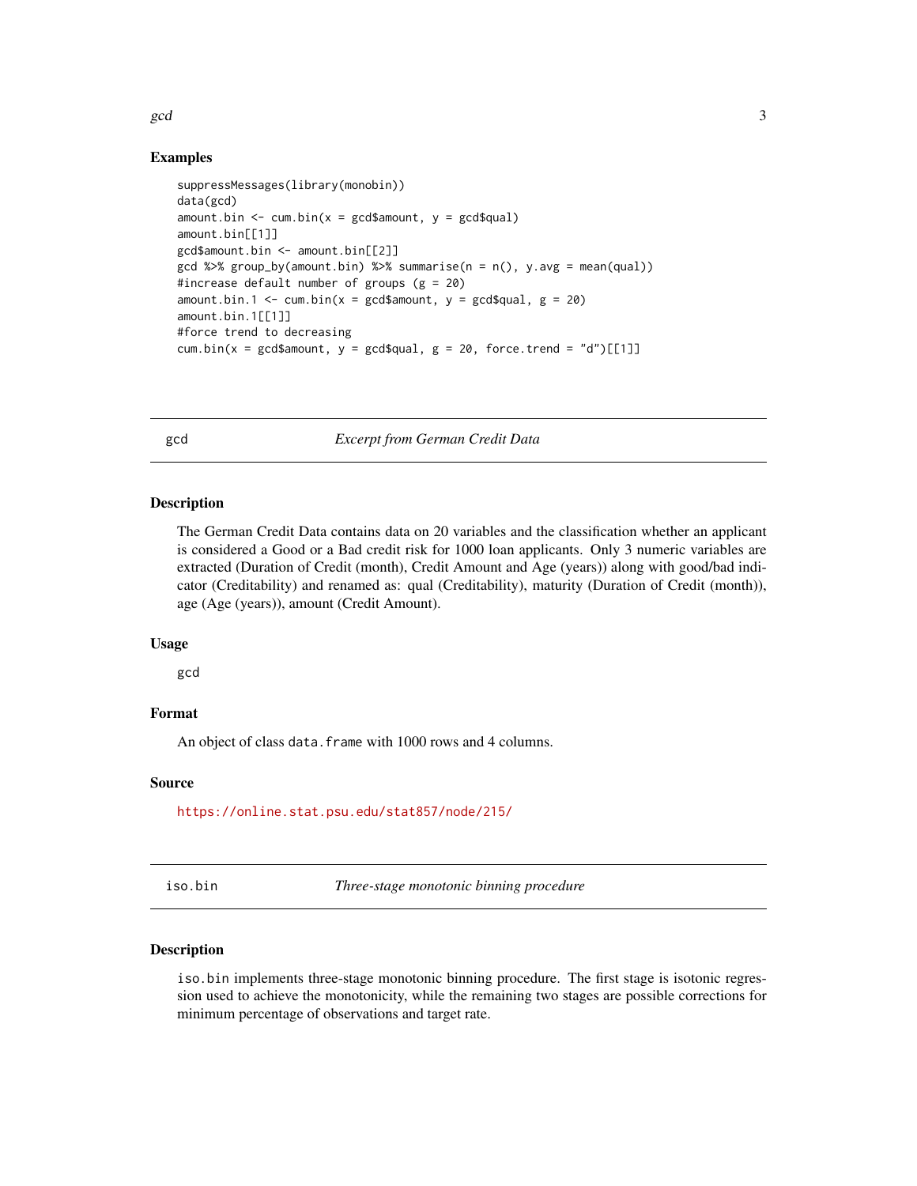### Examples

```
suppressMessages(library(monobin))
data(gcd)
amount.bin <- cum.bin(x = gcd$amount, y = gcd$qual)
amount.bin[[1]]
gcd$amount.bin <- amount.bin[[2]]
gcd %>% group_by(amount.bin) %>% summarise(n = n(), y.avg = mean(qual))
#increase default number of groups (g = 20)
amount.bin.1 <- cum.bin(x = gcd$amount, y = gcd$qual, g = 20)
amount.bin.1[[1]]
#force trend to decreasing
cum.bin(x = gcd$amount, y = gcd$qual, g = 20, force.trend = "d")[[1]]
```

---

## gcd — *Excerpt from German Credit Data*

### Description

The German Credit Data contains data on 20 variables and the classification whether an applicant is considered a Good or a Bad credit risk for 1000 loan applicants. Only 3 numeric variables are extracted (Duration of Credit (month), Credit Amount and Age (years)) along with good/bad indicator (Creditability) and renamed as: qual (Creditability), maturity (Duration of Credit (month)), age (Age (years)), amount (Credit Amount).

### Usage

```
gcd
```

### Format

An object of class `data.frame` with 1000 rows and 4 columns.

### Source

https://online.stat.psu.edu/stat857/node/215/

---

## iso.bin — *Three-stage monotonic binning procedure*

### Description

`iso.bin` implements three-stage monotonic binning procedure. The first stage is isotonic regression used to achieve the monotonicity, while the remaining two stages are possible corrections for minimum percentage of observations and target rate.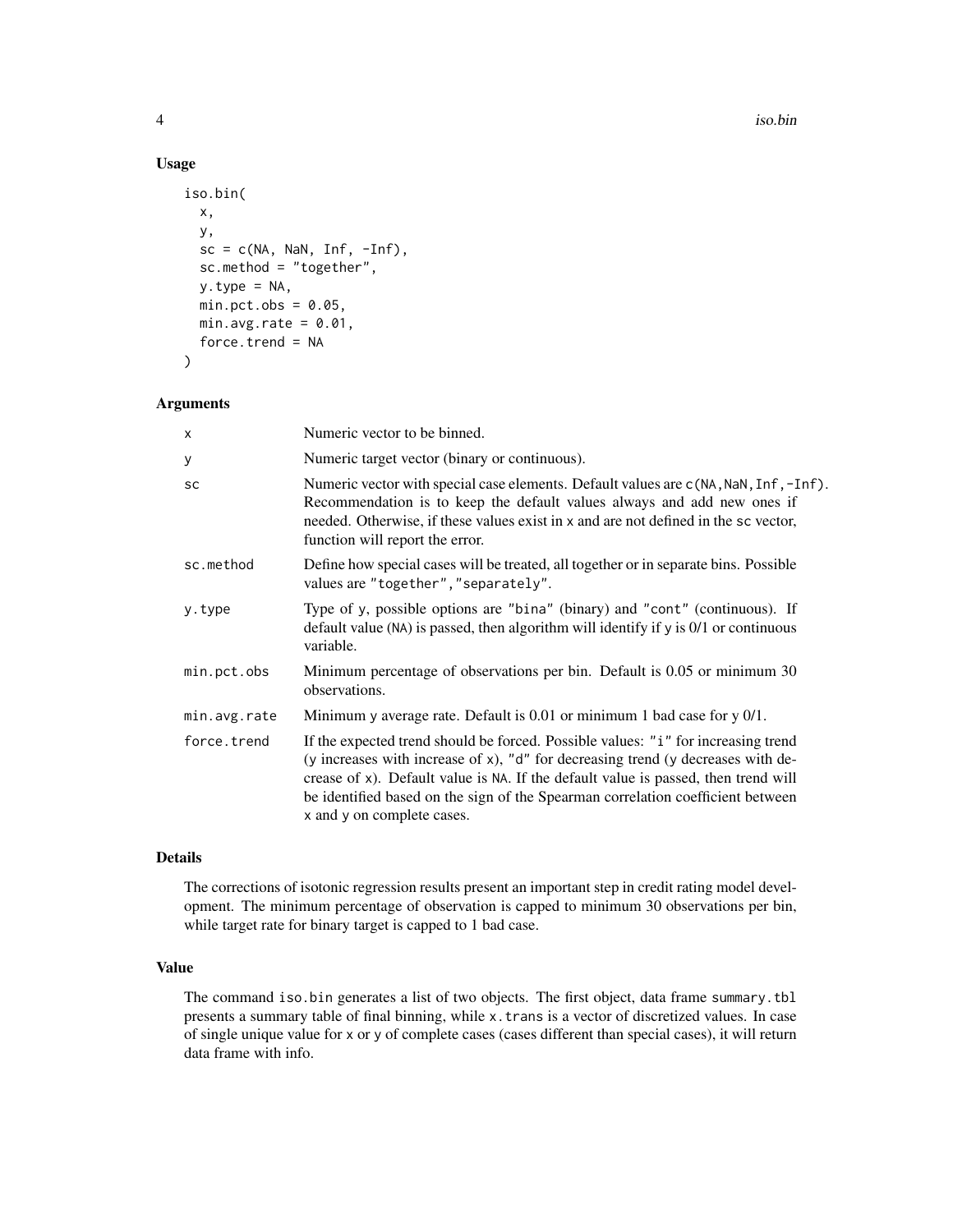## Usage

```
iso.bin(
  x,
  y,
  sc = c(NA, NaN, Inf, -Inf),
  sc.method = "together",
  y.type = NA,
  min.pct.obs = 0.05,
  min.avg.rate = 0.01,
  force.trend = NA
)
```

## Arguments

| Argument | Description |
|---|---|
| `x` | Numeric vector to be binned. |
| `y` | Numeric target vector (binary or continuous). |
| `sc` | Numeric vector with special case elements. Default values are `c(NA,NaN,Inf,-Inf)`. Recommendation is to keep the default values always and add new ones if needed. Otherwise, if these values exist in `x` and are not defined in the `sc` vector, function will report the error. |
| `sc.method` | Define how special cases will be treated, all together or in separate bins. Possible values are `"together"`, `"separately"`. |
| `y.type` | Type of `y`, possible options are `"bina"` (binary) and `"cont"` (continuous). If default value (`NA`) is passed, then algorithm will identify if `y` is 0/1 or continuous variable. |
| `min.pct.obs` | Minimum percentage of observations per bin. Default is 0.05 or minimum 30 observations. |
| `min.avg.rate` | Minimum `y` average rate. Default is 0.01 or minimum 1 bad case for y 0/1. |
| `force.trend` | If the expected trend should be forced. Possible values: `"i"` for increasing trend (`y` increases with increase of `x`), `"d"` for decreasing trend (`y` decreases with decrease of `x`). Default value is `NA`. If the default value is passed, then trend will be identified based on the sign of the Spearman correlation coefficient between `x` and `y` on complete cases. |

## Details

The corrections of isotonic regression results present an important step in credit rating model development. The minimum percentage of observation is capped to minimum 30 observations per bin, while target rate for binary target is capped to 1 bad case.

## Value

The command `iso.bin` generates a list of two objects. The first object, data frame `summary.tbl` presents a summary table of final binning, while `x.trans` is a vector of discretized values. In case of single unique value for `x` or `y` of complete cases (cases different than special cases), it will return data frame with info.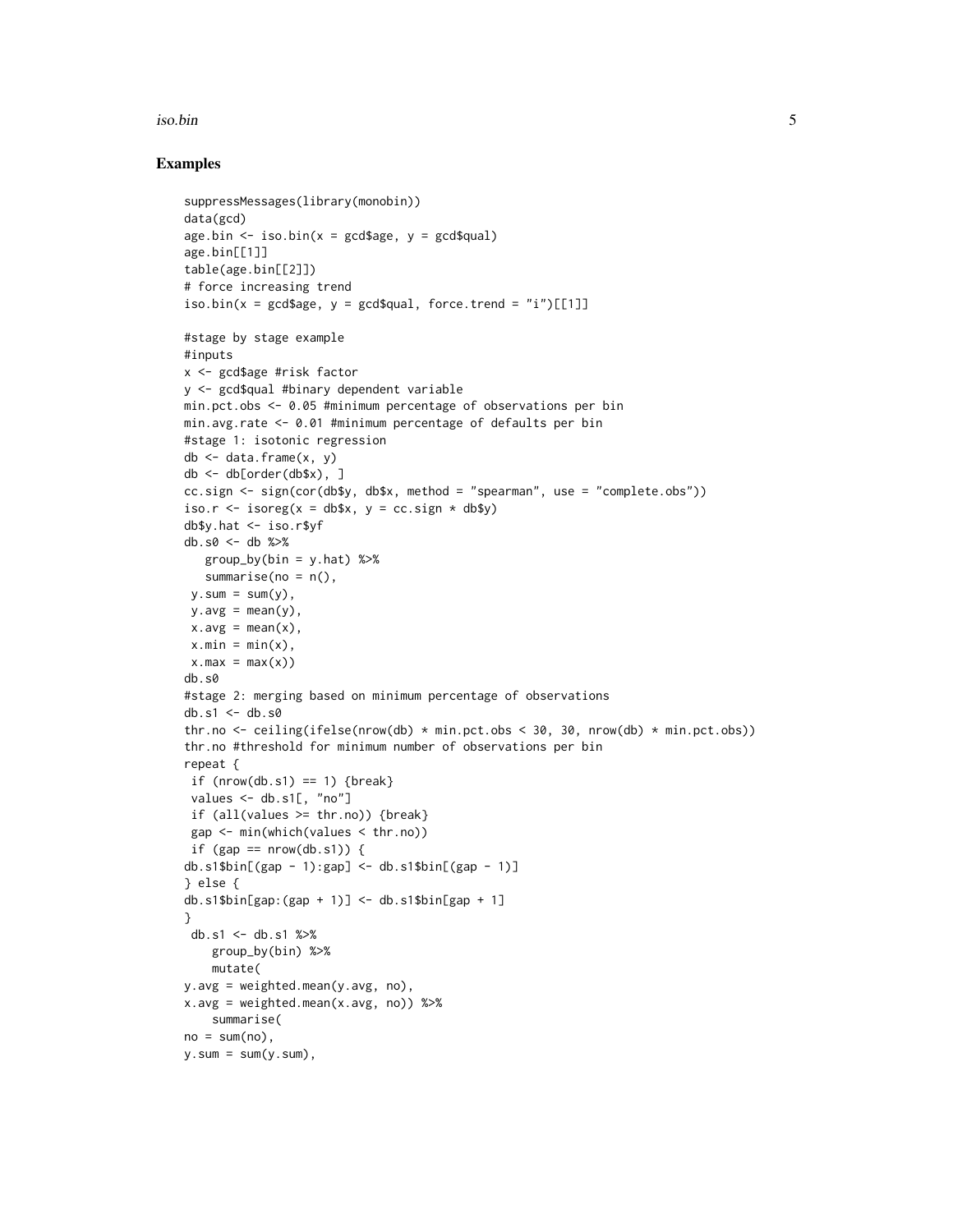## Examples

```
suppressMessages(library(monobin))
data(gcd)
age.bin <- iso.bin(x = gcd$age, y = gcd$qual)
age.bin[[1]]
table(age.bin[[2]])
# force increasing trend
iso.bin(x = gcd$age, y = gcd$qual, force.trend = "i")[[1]]

#stage by stage example
#inputs
x <- gcd$age #risk factor
y <- gcd$qual #binary dependent variable
min.pct.obs <- 0.05 #minimum percentage of observations per bin
min.avg.rate <- 0.01 #minimum percentage of defaults per bin
#stage 1: isotonic regression
db <- data.frame(x, y)
db <- db[order(db$x), ]
cc.sign <- sign(cor(db$y, db$x, method = "spearman", use = "complete.obs"))
iso.r <- isoreg(x = db$x, y = cc.sign * db$y)
db$y.hat <- iso.r$yf
db.s0 <- db %>%
   group_by(bin = y.hat) %>%
   summarise(no = n(),
 y.sum = sum(y),
 y.avg = mean(y),
 x.avg = mean(x),
 x.min = min(x),
 x.max = max(x))
db.s0
#stage 2: merging based on minimum percentage of observations
db.s1 <- db.s0
thr.no <- ceiling(ifelse(nrow(db) * min.pct.obs < 30, 30, nrow(db) * min.pct.obs))
thr.no #threshold for minimum number of observations per bin
repeat {
 if (nrow(db.s1) == 1) {break}
 values <- db.s1[, "no"]
 if (all(values >= thr.no)) {break}
 gap <- min(which(values < thr.no))
 if (gap == nrow(db.s1)) {
db.s1$bin[(gap - 1):gap] <- db.s1$bin[(gap - 1)]
} else {
db.s1$bin[gap:(gap + 1)] <- db.s1$bin[gap + 1]
}
 db.s1 <- db.s1 %>%
    group_by(bin) %>%
    mutate(
y.avg = weighted.mean(y.avg, no),
x.avg = weighted.mean(x.avg, no)) %>%
    summarise(
no = sum(no),
y.sum = sum(y.sum),
```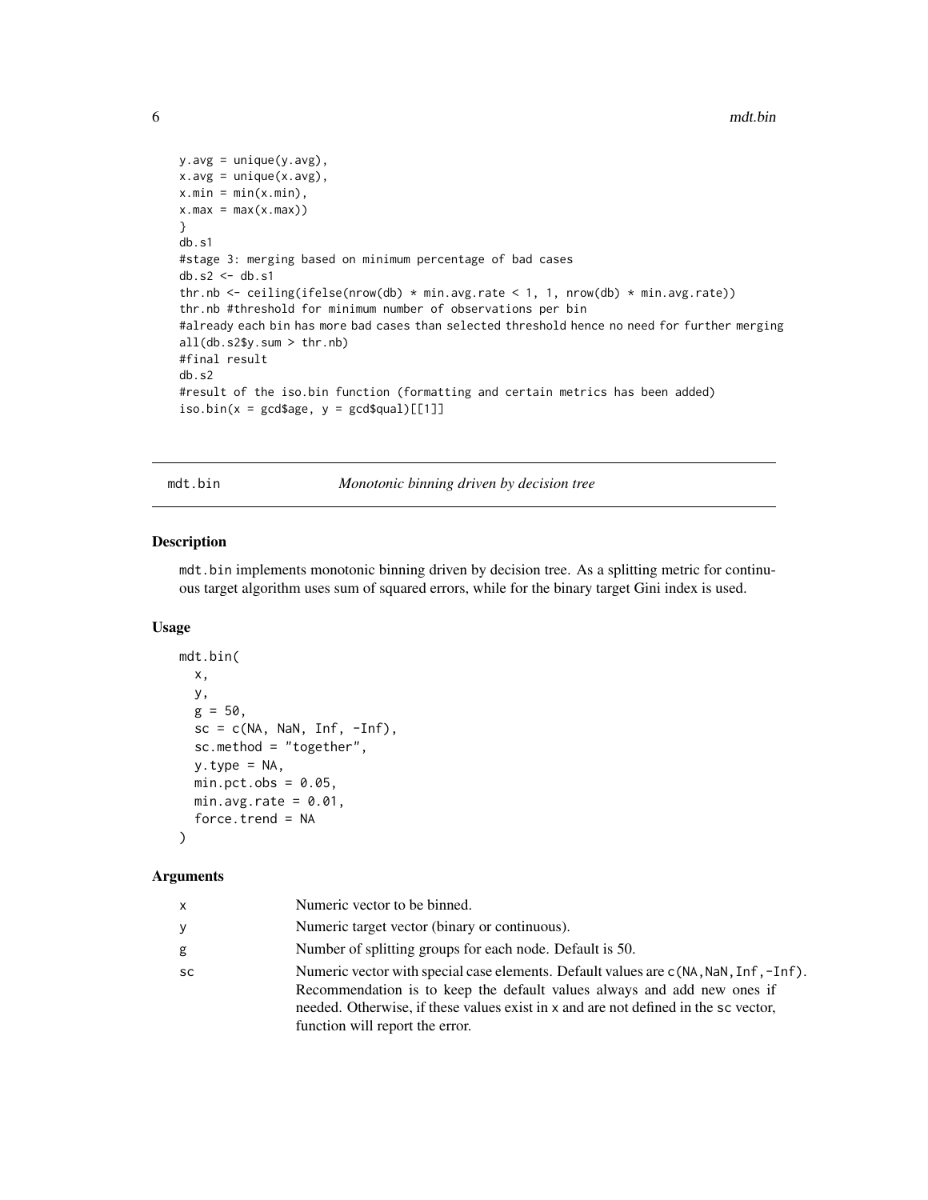```
y.avg = unique(y.avg),
x.avg = unique(x.avg),
x.min = min(x.min),
x.max = max(x.max))
}
db.s1
#stage 3: merging based on minimum percentage of bad cases
db.s2 <- db.s1
thr.nb <- ceiling(ifelse(nrow(db) * min.avg.rate < 1, 1, nrow(db) * min.avg.rate))
thr.nb #threshold for minimum number of observations per bin
#already each bin has more bad cases than selected threshold hence no need for further merging
all(db.s2$y.sum > thr.nb)
#final result
db.s2
#result of the iso.bin function (formatting and certain metrics has been added)
iso.bin(x = gcd$age, y = gcd$qual)[[1]]
```

## mdt.bin — *Monotonic binning driven by decision tree*

### Description

mdt.bin implements monotonic binning driven by decision tree. As a splitting metric for continuous target algorithm uses sum of squared errors, while for the binary target Gini index is used.

### Usage

```
mdt.bin(
  x,
  y,
  g = 50,
  sc = c(NA, NaN, Inf, -Inf),
  sc.method = "together",
  y.type = NA,
  min.pct.obs = 0.05,
  min.avg.rate = 0.01,
  force.trend = NA
)
```

### Arguments

| | |
|---|---|
| x | Numeric vector to be binned. |
| y | Numeric target vector (binary or continuous). |
| g | Number of splitting groups for each node. Default is 50. |
| sc | Numeric vector with special case elements. Default values are c(NA,NaN,Inf,-Inf). Recommendation is to keep the default values always and add new ones if needed. Otherwise, if these values exist in x and are not defined in the sc vector, function will report the error. |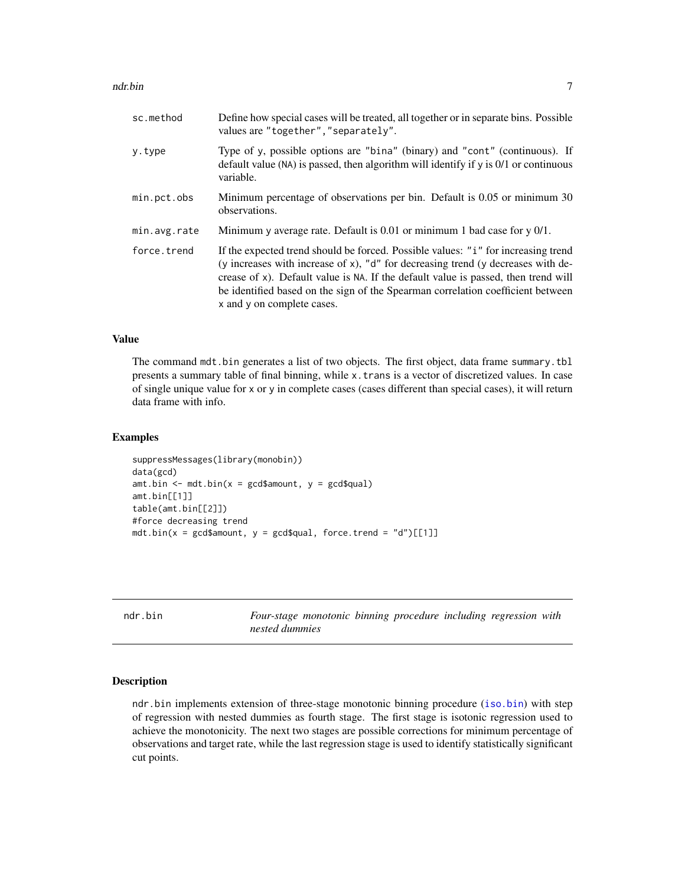| | |
|---|---|
| sc.method | Define how special cases will be treated, all together or in separate bins. Possible values are "together","separately". |
| y.type | Type of y, possible options are "bina" (binary) and "cont" (continuous). If default value (NA) is passed, then algorithm will identify if y is 0/1 or continuous variable. |
| min.pct.obs | Minimum percentage of observations per bin. Default is 0.05 or minimum 30 observations. |
| min.avg.rate | Minimum y average rate. Default is 0.01 or minimum 1 bad case for y 0/1. |
| force.trend | If the expected trend should be forced. Possible values: "i" for increasing trend (y increases with increase of x), "d" for decreasing trend (y decreases with decrease of x). Default value is NA. If the default value is passed, then trend will be identified based on the sign of the Spearman correlation coefficient between x and y on complete cases. |

## Value

The command mdt.bin generates a list of two objects. The first object, data frame summary.tbl presents a summary table of final binning, while x.trans is a vector of discretized values. In case of single unique value for x or y in complete cases (cases different than special cases), it will return data frame with info.

## Examples

```
suppressMessages(library(monobin))
data(gcd)
amt.bin <- mdt.bin(x = gcd$amount, y = gcd$qual)
amt.bin[[1]]
table(amt.bin[[2]])
#force decreasing trend
mdt.bin(x = gcd$amount, y = gcd$qual, force.trend = "d")[[1]]
```

---

# ndr.bin — *Four-stage monotonic binning procedure including regression with nested dummies*

## Description

ndr.bin implements extension of three-stage monotonic binning procedure (iso.bin) with step of regression with nested dummies as fourth stage. The first stage is isotonic regression used to achieve the monotonicity. The next two stages are possible corrections for minimum percentage of observations and target rate, while the last regression stage is used to identify statistically significant cut points.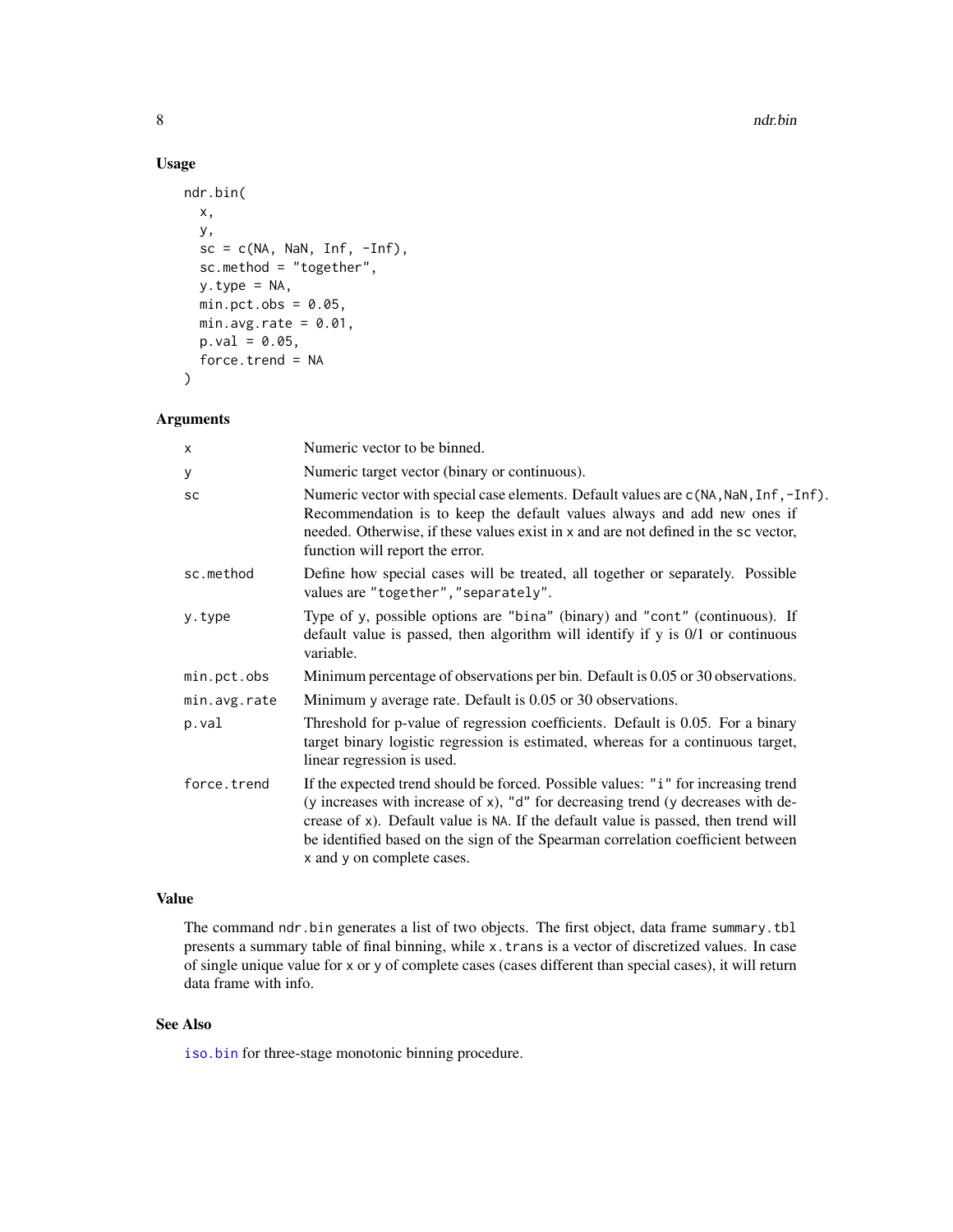## Usage

```
ndr.bin(
  x,
  y,
  sc = c(NA, NaN, Inf, -Inf),
  sc.method = "together",
  y.type = NA,
  min.pct.obs = 0.05,
  min.avg.rate = 0.01,
  p.val = 0.05,
  force.trend = NA
)
```

## Arguments

| | |
|---|---|
| x | Numeric vector to be binned. |
| y | Numeric target vector (binary or continuous). |
| sc | Numeric vector with special case elements. Default values are c(NA,NaN,Inf,-Inf). Recommendation is to keep the default values always and add new ones if needed. Otherwise, if these values exist in x and are not defined in the sc vector, function will report the error. |
| sc.method | Define how special cases will be treated, all together or separately. Possible values are "together","separately". |
| y.type | Type of y, possible options are "bina" (binary) and "cont" (continuous). If default value is passed, then algorithm will identify if y is 0/1 or continuous variable. |
| min.pct.obs | Minimum percentage of observations per bin. Default is 0.05 or 30 observations. |
| min.avg.rate | Minimum y average rate. Default is 0.05 or 30 observations. |
| p.val | Threshold for p-value of regression coefficients. Default is 0.05. For a binary target binary logistic regression is estimated, whereas for a continuous target, linear regression is used. |
| force.trend | If the expected trend should be forced. Possible values: "i" for increasing trend (y increases with increase of x), "d" for decreasing trend (y decreases with decrease of x). Default value is NA. If the default value is passed, then trend will be identified based on the sign of the Spearman correlation coefficient between x and y on complete cases. |

## Value

The command ndr.bin generates a list of two objects. The first object, data frame summary.tbl presents a summary table of final binning, while x.trans is a vector of discretized values. In case of single unique value for x or y of complete cases (cases different than special cases), it will return data frame with info.

## See Also

iso.bin for three-stage monotonic binning procedure.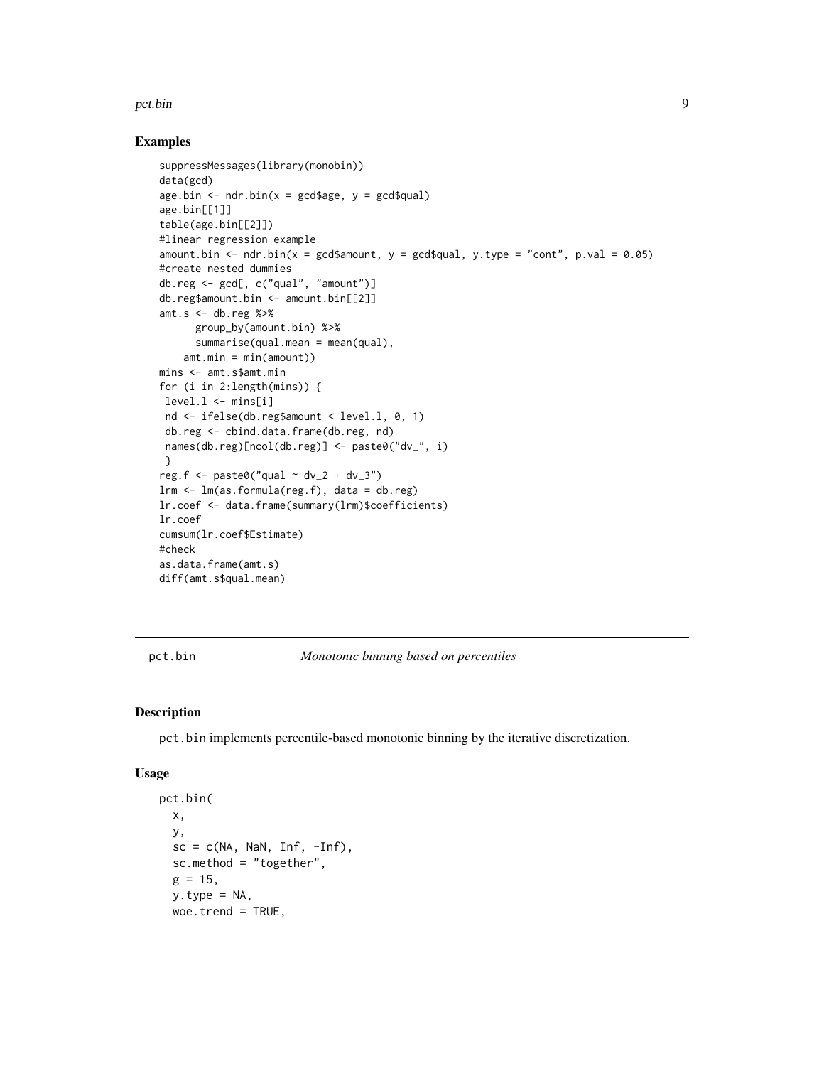### Examples

```
suppressMessages(library(monobin))
data(gcd)
age.bin <- ndr.bin(x = gcd$age, y = gcd$qual)
age.bin[[1]]
table(age.bin[[2]])
#linear regression example
amount.bin <- ndr.bin(x = gcd$amount, y = gcd$qual, y.type = "cont", p.val = 0.05)
#create nested dummies
db.reg <- gcd[, c("qual", "amount")]
db.reg$amount.bin <- amount.bin[[2]]
amt.s <- db.reg %>%
      group_by(amount.bin) %>%
      summarise(qual.mean = mean(qual),
    amt.min = min(amount))
mins <- amt.s$amt.min
for (i in 2:length(mins)) {
 level.l <- mins[i]
 nd <- ifelse(db.reg$amount < level.l, 0, 1)
 db.reg <- cbind.data.frame(db.reg, nd)
 names(db.reg)[ncol(db.reg)] <- paste0("dv_", i)
 }
reg.f <- paste0("qual ~ dv_2 + dv_3")
lrm <- lm(as.formula(reg.f), data = db.reg)
lr.coef <- data.frame(summary(lrm)$coefficients)
lr.coef
cumsum(lr.coef$Estimate)
#check
as.data.frame(amt.s)
diff(amt.s$qual.mean)
```

## pct.bin — *Monotonic binning based on percentiles*

### Description

pct.bin implements percentile-based monotonic binning by the iterative discretization.

### Usage

```
pct.bin(
  x,
  y,
  sc = c(NA, NaN, Inf, -Inf),
  sc.method = "together",
  g = 15,
  y.type = NA,
  woe.trend = TRUE,
```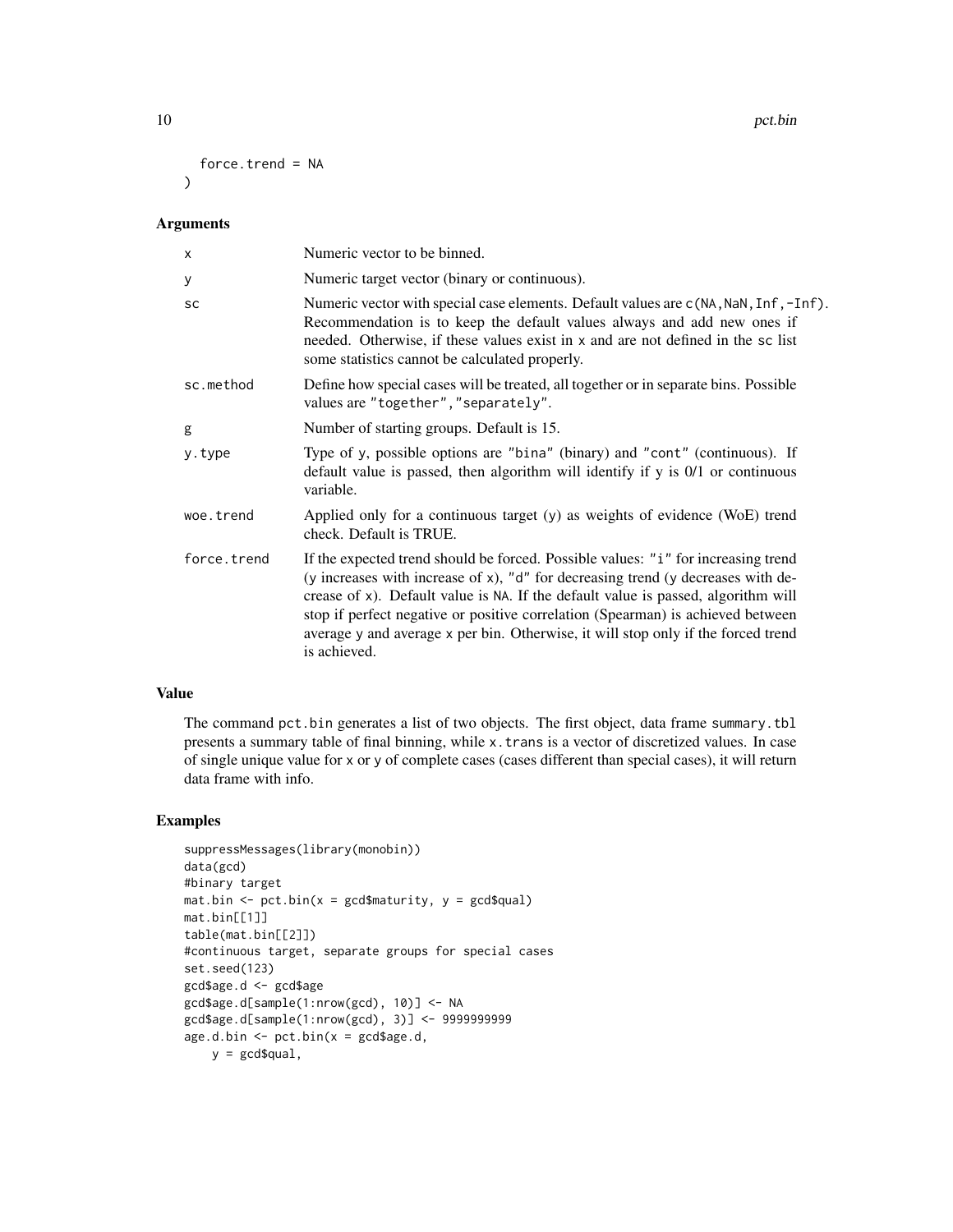```
  force.trend = NA
)
```

## Arguments

| | |
|---|---|
| x | Numeric vector to be binned. |
| y | Numeric target vector (binary or continuous). |
| sc | Numeric vector with special case elements. Default values are c(NA,NaN,Inf,-Inf). Recommendation is to keep the default values always and add new ones if needed. Otherwise, if these values exist in x and are not defined in the sc list some statistics cannot be calculated properly. |
| sc.method | Define how special cases will be treated, all together or in separate bins. Possible values are "together","separately". |
| g | Number of starting groups. Default is 15. |
| y.type | Type of y, possible options are "bina" (binary) and "cont" (continuous). If default value is passed, then algorithm will identify if y is 0/1 or continuous variable. |
| woe.trend | Applied only for a continuous target (y) as weights of evidence (WoE) trend check. Default is TRUE. |
| force.trend | If the expected trend should be forced. Possible values: "i" for increasing trend (y increases with increase of x), "d" for decreasing trend (y decreases with decrease of x). Default value is NA. If the default value is passed, algorithm will stop if perfect negative or positive correlation (Spearman) is achieved between average y and average x per bin. Otherwise, it will stop only if the forced trend is achieved. |

## Value

The command pct.bin generates a list of two objects. The first object, data frame summary.tbl presents a summary table of final binning, while x.trans is a vector of discretized values. In case of single unique value for x or y of complete cases (cases different than special cases), it will return data frame with info.

## Examples

```
suppressMessages(library(monobin))
data(gcd)
#binary target
mat.bin <- pct.bin(x = gcd$maturity, y = gcd$qual)
mat.bin[[1]]
table(mat.bin[[2]])
#continuous target, separate groups for special cases
set.seed(123)
gcd$age.d <- gcd$age
gcd$age.d[sample(1:nrow(gcd), 10)] <- NA
gcd$age.d[sample(1:nrow(gcd), 3)] <- 9999999999
age.d.bin <- pct.bin(x = gcd$age.d,
    y = gcd$qual,
```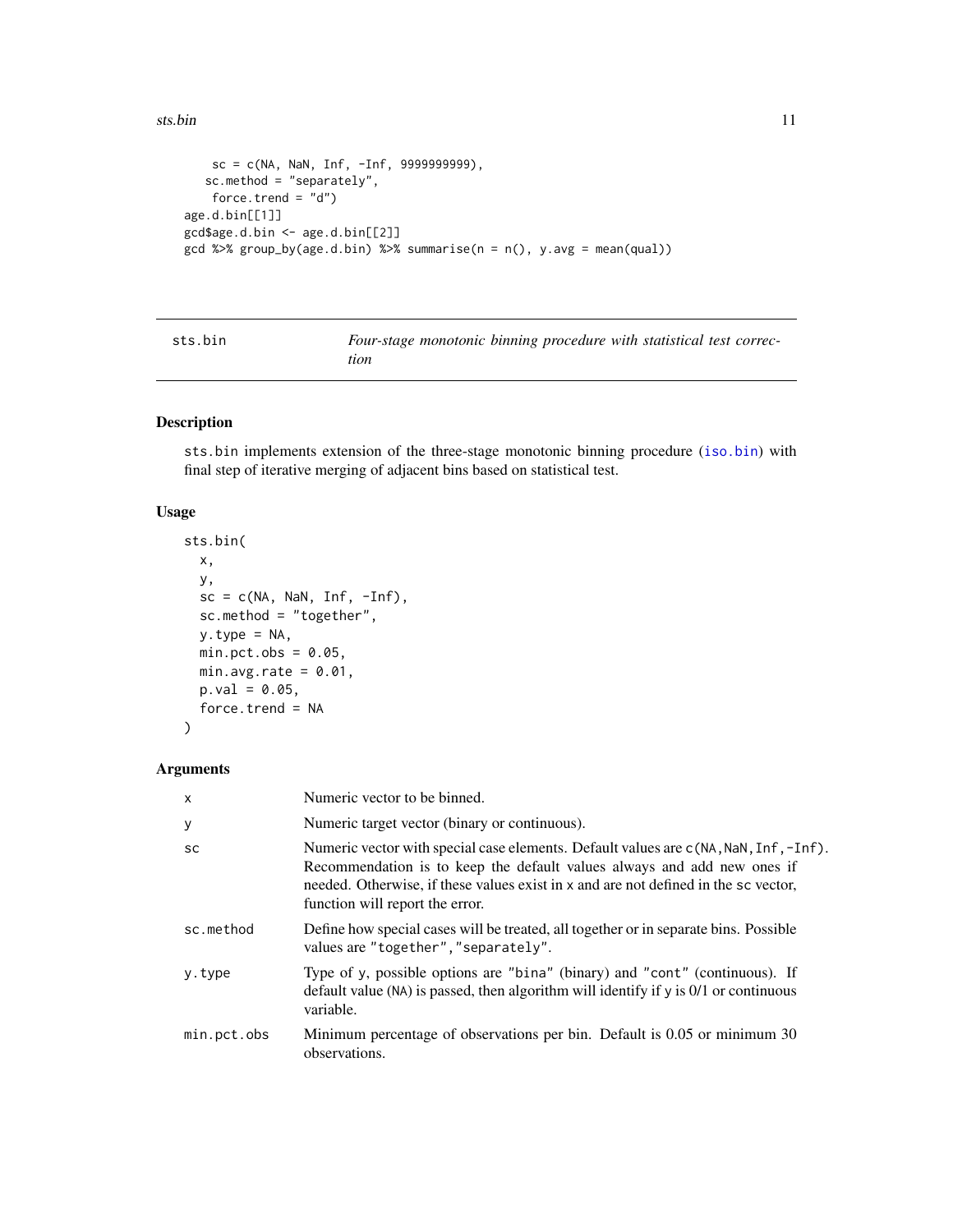```
     sc = c(NA, NaN, Inf, -Inf, 9999999999),
    sc.method = "separately",
     force.trend = "d")
age.d.bin[[1]]
gcd$age.d.bin <- age.d.bin[[2]]
gcd %>% group_by(age.d.bin) %>% summarise(n = n(), y.avg = mean(qual))
```

---

`sts.bin` — *Four-stage monotonic binning procedure with statistical test correction*

---

## Description

`sts.bin` implements extension of the three-stage monotonic binning procedure (`iso.bin`) with final step of iterative merging of adjacent bins based on statistical test.

## Usage

```
sts.bin(
  x,
  y,
  sc = c(NA, NaN, Inf, -Inf),
  sc.method = "together",
  y.type = NA,
  min.pct.obs = 0.05,
  min.avg.rate = 0.01,
  p.val = 0.05,
  force.trend = NA
)
```

## Arguments

| Argument | Description |
|---|---|
| `x` | Numeric vector to be binned. |
| `y` | Numeric target vector (binary or continuous). |
| `sc` | Numeric vector with special case elements. Default values are `c(NA,NaN,Inf,-Inf)`. Recommendation is to keep the default values always and add new ones if needed. Otherwise, if these values exist in `x` and are not defined in the `sc` vector, function will report the error. |
| `sc.method` | Define how special cases will be treated, all together or in separate bins. Possible values are `"together"`, `"separately"`. |
| `y.type` | Type of `y`, possible options are `"bina"` (binary) and `"cont"` (continuous). If default value (`NA`) is passed, then algorithm will identify if `y` is 0/1 or continuous variable. |
| `min.pct.obs` | Minimum percentage of observations per bin. Default is 0.05 or minimum 30 observations. |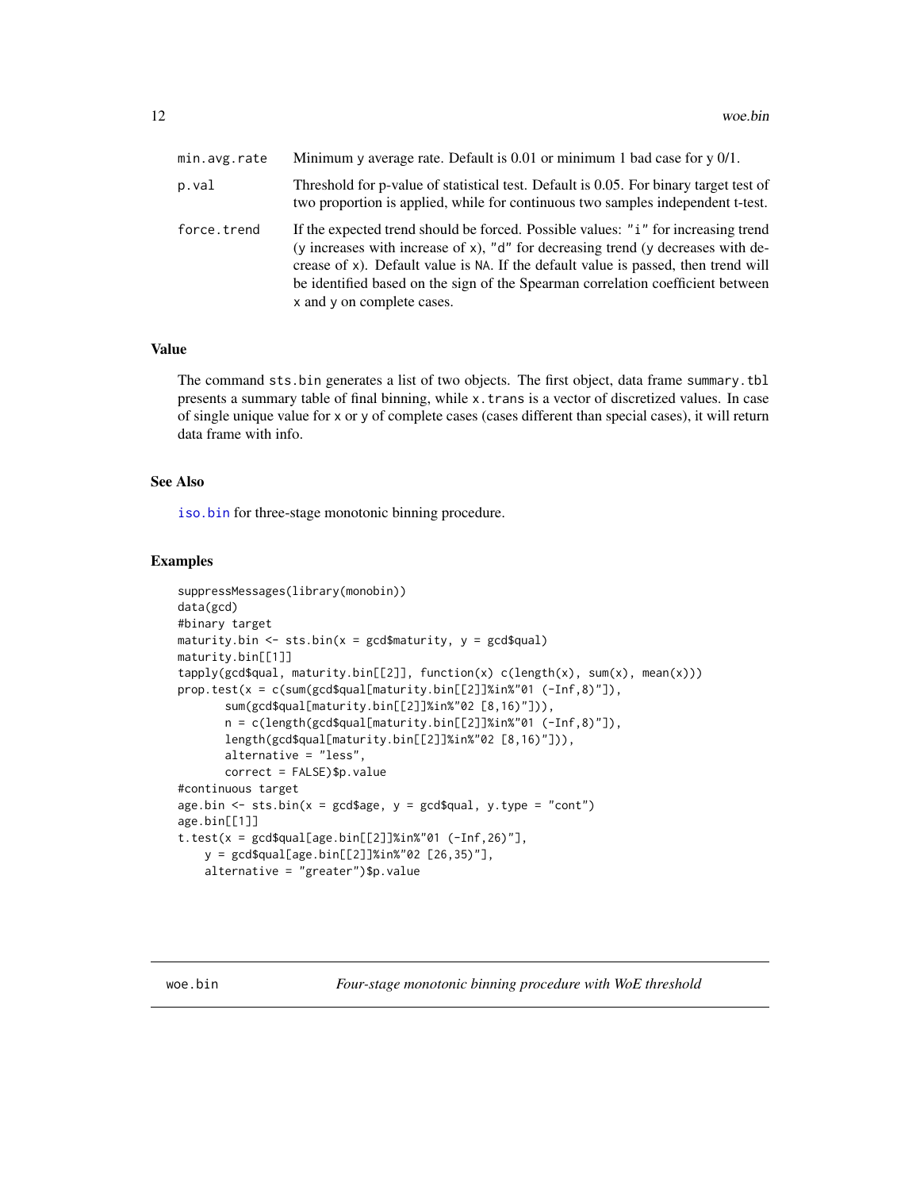| | |
|---|---|
| min.avg.rate | Minimum y average rate. Default is 0.01 or minimum 1 bad case for y 0/1. |
| p.val | Threshold for p-value of statistical test. Default is 0.05. For binary target test of two proportion is applied, while for continuous two samples independent t-test. |
| force.trend | If the expected trend should be forced. Possible values: "i" for increasing trend (y increases with increase of x), "d" for decreasing trend (y decreases with decrease of x). Default value is NA. If the default value is passed, then trend will be identified based on the sign of the Spearman correlation coefficient between x and y on complete cases. |

### Value

The command sts.bin generates a list of two objects. The first object, data frame summary.tbl presents a summary table of final binning, while x.trans is a vector of discretized values. In case of single unique value for x or y of complete cases (cases different than special cases), it will return data frame with info.

### See Also

iso.bin for three-stage monotonic binning procedure.

### Examples

```
suppressMessages(library(monobin))
data(gcd)
#binary target
maturity.bin <- sts.bin(x = gcd$maturity, y = gcd$qual)
maturity.bin[[1]]
tapply(gcd$qual, maturity.bin[[2]], function(x) c(length(x), sum(x), mean(x)))
prop.test(x = c(sum(gcd$qual[maturity.bin[[2]]%in%"01 (-Inf,8)"]),
       sum(gcd$qual[maturity.bin[[2]]%in%"02 [8,16)"])),
       n = c(length(gcd$qual[maturity.bin[[2]]%in%"01 (-Inf,8)"]),
       length(gcd$qual[maturity.bin[[2]]%in%"02 [8,16)"])),
       alternative = "less",
       correct = FALSE)$p.value
#continuous target
age.bin <- sts.bin(x = gcd$age, y = gcd$qual, y.type = "cont")
age.bin[[1]]
t.test(x = gcd$qual[age.bin[[2]]%in%"01 (-Inf,26)"],
    y = gcd$qual[age.bin[[2]]%in%"02 [26,35)"],
    alternative = "greater")$p.value
```

## woe.bin *Four-stage monotonic binning procedure with WoE threshold*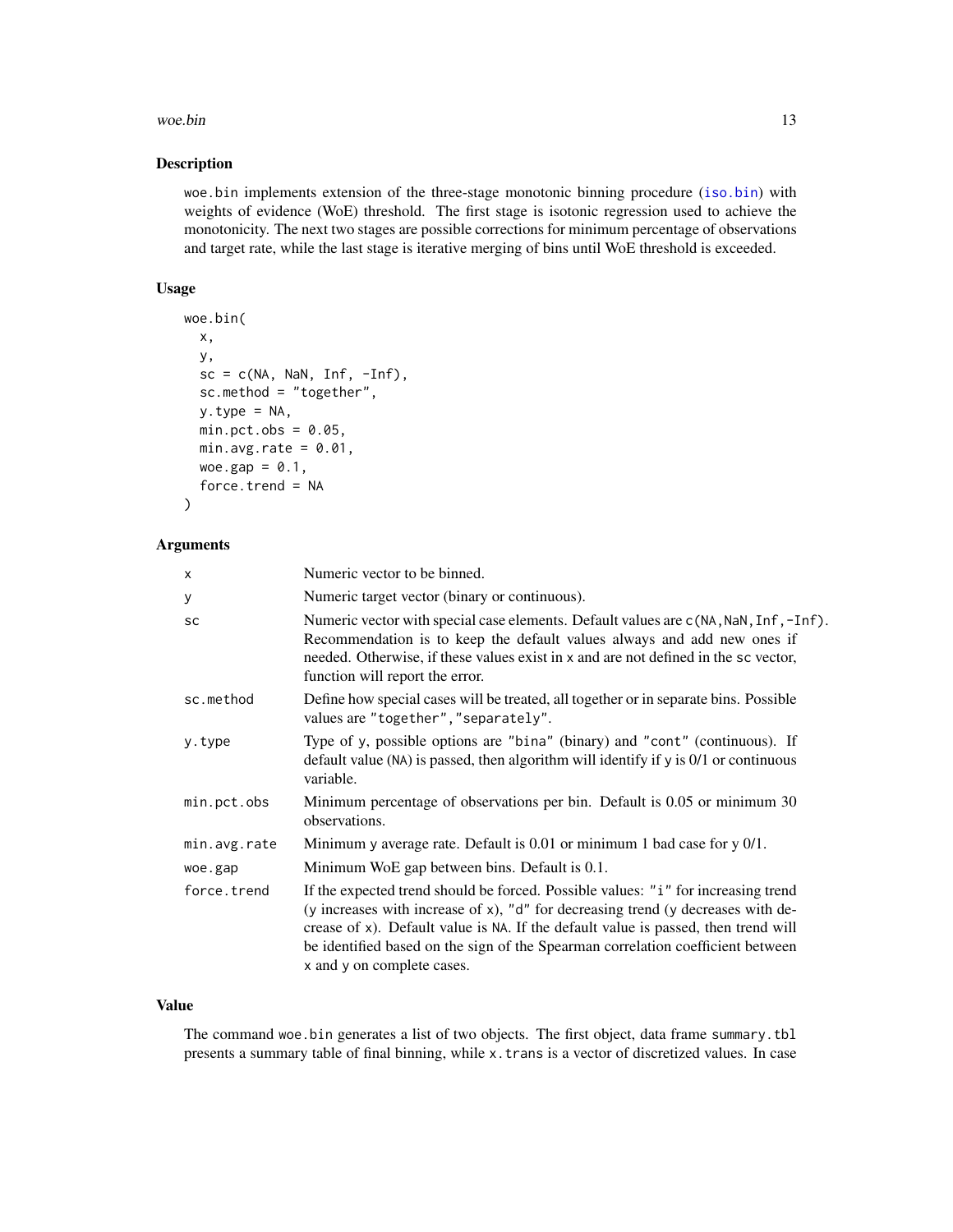### Description

woe.bin implements extension of the three-stage monotonic binning procedure (iso.bin) with weights of evidence (WoE) threshold. The first stage is isotonic regression used to achieve the monotonicity. The next two stages are possible corrections for minimum percentage of observations and target rate, while the last stage is iterative merging of bins until WoE threshold is exceeded.

### Usage

```
woe.bin(
  x,
  y,
  sc = c(NA, NaN, Inf, -Inf),
  sc.method = "together",
  y.type = NA,
  min.pct.obs = 0.05,
  min.avg.rate = 0.01,
  woe.gap = 0.1,
  force.trend = NA
)
```

### Arguments

| | |
|---|---|
| x | Numeric vector to be binned. |
| y | Numeric target vector (binary or continuous). |
| sc | Numeric vector with special case elements. Default values are c(NA,NaN,Inf,-Inf). Recommendation is to keep the default values always and add new ones if needed. Otherwise, if these values exist in x and are not defined in the sc vector, function will report the error. |
| sc.method | Define how special cases will be treated, all together or in separate bins. Possible values are "together","separately". |
| y.type | Type of y, possible options are "bina" (binary) and "cont" (continuous). If default value (NA) is passed, then algorithm will identify if y is 0/1 or continuous variable. |
| min.pct.obs | Minimum percentage of observations per bin. Default is 0.05 or minimum 30 observations. |
| min.avg.rate | Minimum y average rate. Default is 0.01 or minimum 1 bad case for y 0/1. |
| woe.gap | Minimum WoE gap between bins. Default is 0.1. |
| force.trend | If the expected trend should be forced. Possible values: "i" for increasing trend (y increases with increase of x), "d" for decreasing trend (y decreases with decrease of x). Default value is NA. If the default value is passed, then trend will be identified based on the sign of the Spearman correlation coefficient between x and y on complete cases. |

### Value

The command woe.bin generates a list of two objects. The first object, data frame summary.tbl presents a summary table of final binning, while x.trans is a vector of discretized values. In case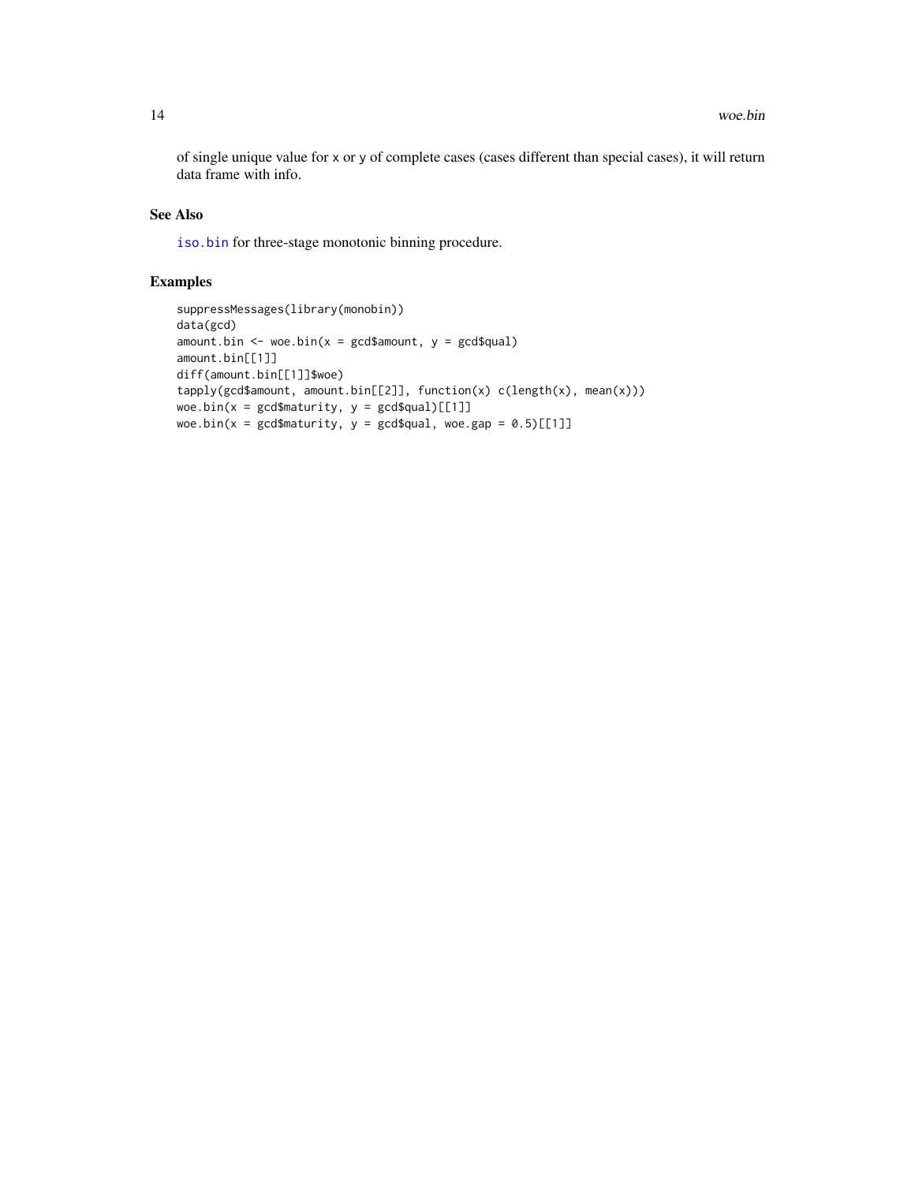of single unique value for x or y of complete cases (cases different than special cases), it will return data frame with info.

## See Also

iso.bin for three-stage monotonic binning procedure.

## Examples

```
suppressMessages(library(monobin))
data(gcd)
amount.bin <- woe.bin(x = gcd$amount, y = gcd$qual)
amount.bin[[1]]
diff(amount.bin[[1]]$woe)
tapply(gcd$amount, amount.bin[[2]], function(x) c(length(x), mean(x)))
woe.bin(x = gcd$maturity, y = gcd$qual)[[1]]
woe.bin(x = gcd$maturity, y = gcd$qual, woe.gap = 0.5)[[1]]
```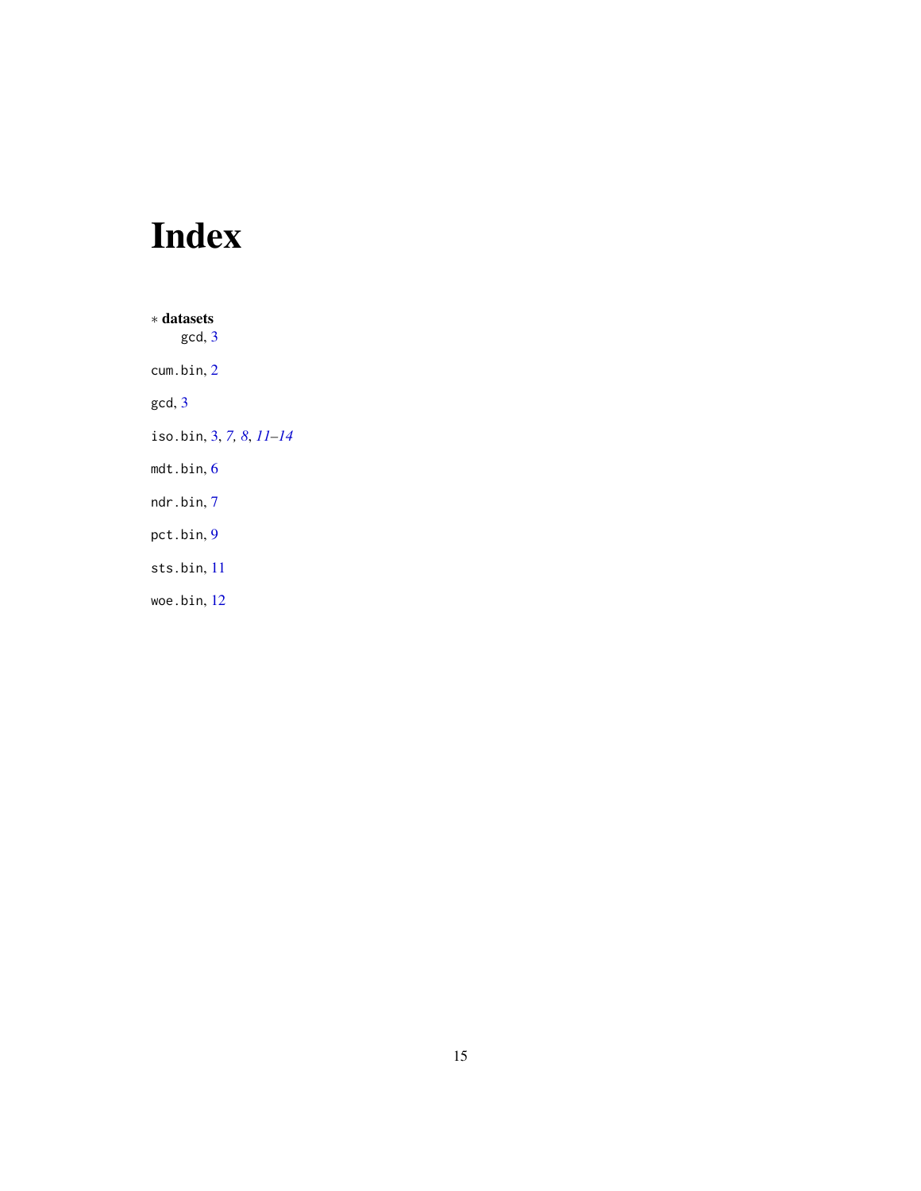# Index

∗ **datasets**
  gcd, 3

cum.bin, 2

gcd, 3

iso.bin, 3, *7, 8*, *11–14*

mdt.bin, 6

ndr.bin, 7

pct.bin, 9

sts.bin, 11

woe.bin, 12